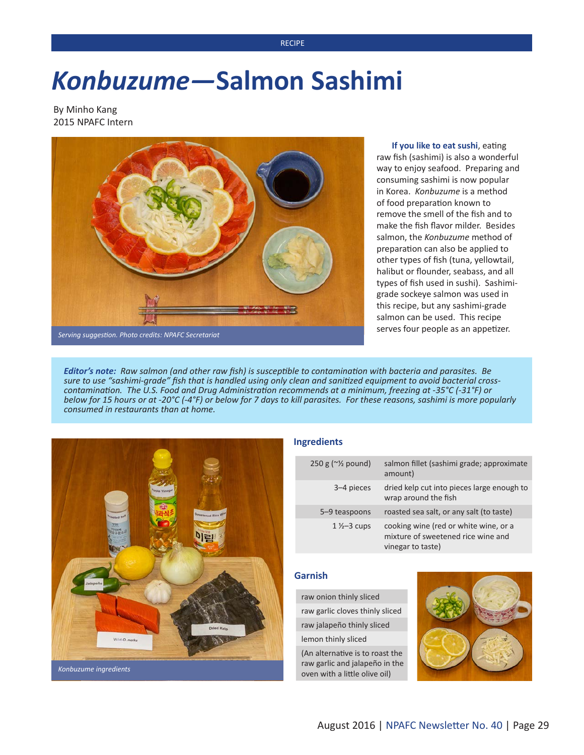# *Konbuzume*—Salmon Sashimi

By Minho Kang
2015 NPAFC Intern

*Serving suggestion. Photo credits: NPAFC Secretariat*

**If you like to eat sushi**, eating raw fish (sashimi) is also a wonderful way to enjoy seafood. Preparing and consuming sashimi is now popular in Korea. *Konbuzume* is a method of food preparation known to remove the smell of the fish and to make the fish flavor milder. Besides salmon, the *Konbuzume* method of preparation can also be applied to other types of fish (tuna, yellowtail, halibut or flounder, seabass, and all types of fish used in sushi). Sashimi-grade sockeye salmon was used in this recipe, but any sashimi-grade salmon can be used. This recipe serves four people as an appetizer.

***Editor's note:*** *Raw salmon (and other raw fish) is susceptible to contamination with bacteria and parasites. Be sure to use "sashimi-grade" fish that is handled using only clean and sanitized equipment to avoid bacterial cross-contamination. The U.S. Food and Drug Administration recommends at a minimum, freezing at -35°C (-31°F) or below for 15 hours or at -20°C (-4°F) or below for 7 days to kill parasites. For these reasons, sashimi is more popularly consumed in restaurants than at home.*

*Konbuzume ingredients*

## Ingredients

| | |
|---|---|
| 250 g (~½ pound) | salmon fillet (sashimi grade; approximate amount) |
| 3–4 pieces | dried kelp cut into pieces large enough to wrap around the fish |
| 5–9 teaspoons | roasted sea salt, or any salt (to taste) |
| 1 ½–3 cups | cooking wine (red or white wine, or a mixture of sweetened rice wine and vinegar to taste) |

## Garnish

| |
|---|
| raw onion thinly sliced |
| raw garlic cloves thinly sliced |
| raw jalapeño thinly sliced |
| lemon thinly sliced |
| (An alternative is to roast the raw garlic and jalapeño in the oven with a little olive oil) |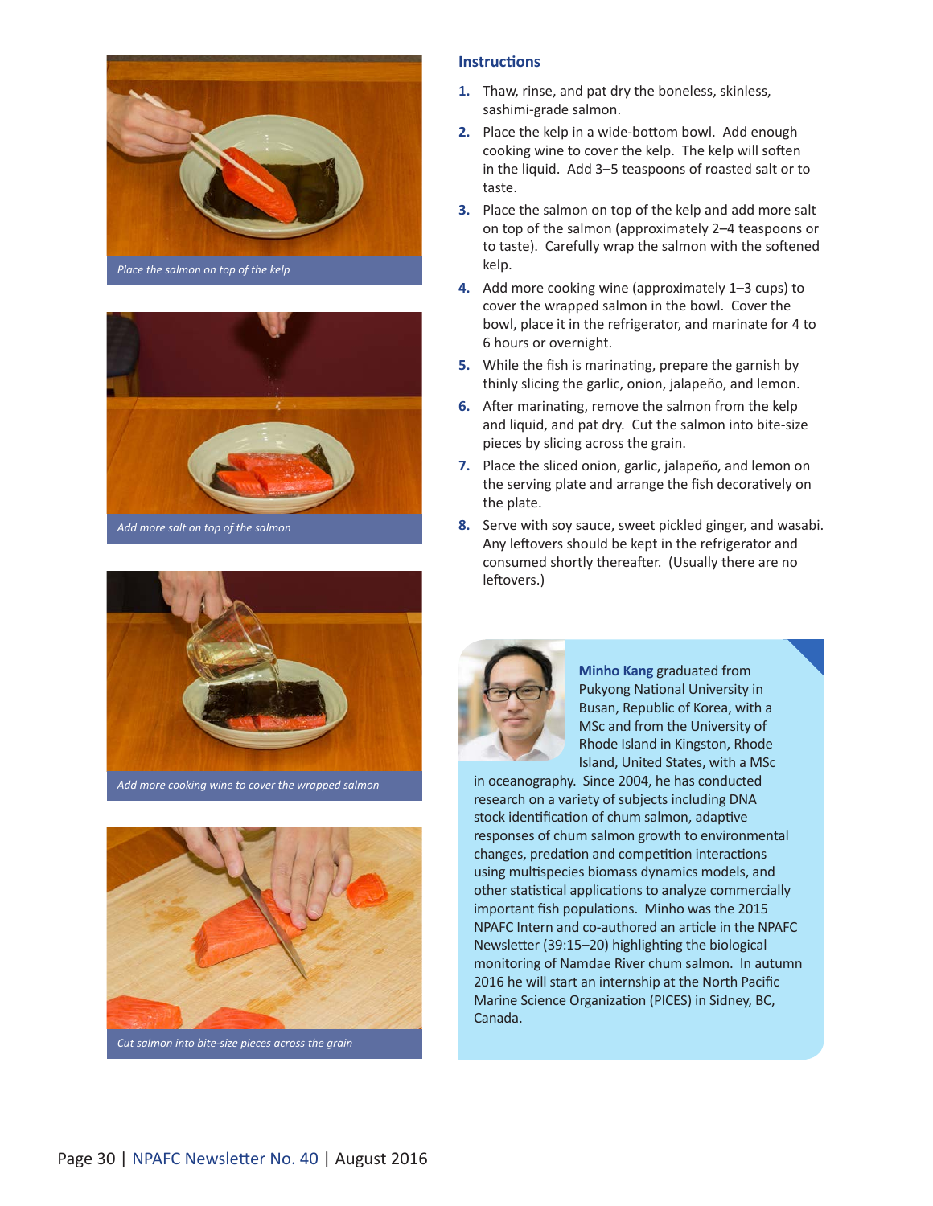Place the salmon on top of the kelp

Add more salt on top of the salmon

Add more cooking wine to cover the wrapped salmon

Cut salmon into bite-size pieces across the grain

### Instructions

1. Thaw, rinse, and pat dry the boneless, skinless, sashimi-grade salmon.
2. Place the kelp in a wide-bottom bowl. Add enough cooking wine to cover the kelp. The kelp will soften in the liquid. Add 3–5 teaspoons of roasted salt or to taste.
3. Place the salmon on top of the kelp and add more salt on top of the salmon (approximately 2–4 teaspoons or to taste). Carefully wrap the salmon with the softened kelp.
4. Add more cooking wine (approximately 1–3 cups) to cover the wrapped salmon in the bowl. Cover the bowl, place it in the refrigerator, and marinate for 4 to 6 hours or overnight.
5. While the fish is marinating, prepare the garnish by thinly slicing the garlic, onion, jalapeño, and lemon.
6. After marinating, remove the salmon from the kelp and liquid, and pat dry. Cut the salmon into bite-size pieces by slicing across the grain.
7. Place the sliced onion, garlic, jalapeño, and lemon on the serving plate and arrange the fish decoratively on the plate.
8. Serve with soy sauce, sweet pickled ginger, and wasabi. Any leftovers should be kept in the refrigerator and consumed shortly thereafter. (Usually there are no leftovers.)

**Minho Kang** graduated from Pukyong National University in Busan, Republic of Korea, with a MSc and from the University of Rhode Island in Kingston, Rhode Island, United States, with a MSc in oceanography. Since 2004, he has conducted research on a variety of subjects including DNA stock identification of chum salmon, adaptive responses of chum salmon growth to environmental changes, predation and competition interactions using multispecies biomass dynamics models, and other statistical applications to analyze commercially important fish populations. Minho was the 2015 NPAFC Intern and co-authored an article in the NPAFC Newsletter (39:15–20) highlighting the biological monitoring of Namdae River chum salmon. In autumn 2016 he will start an internship at the North Pacific Marine Science Organization (PICES) in Sidney, BC, Canada.